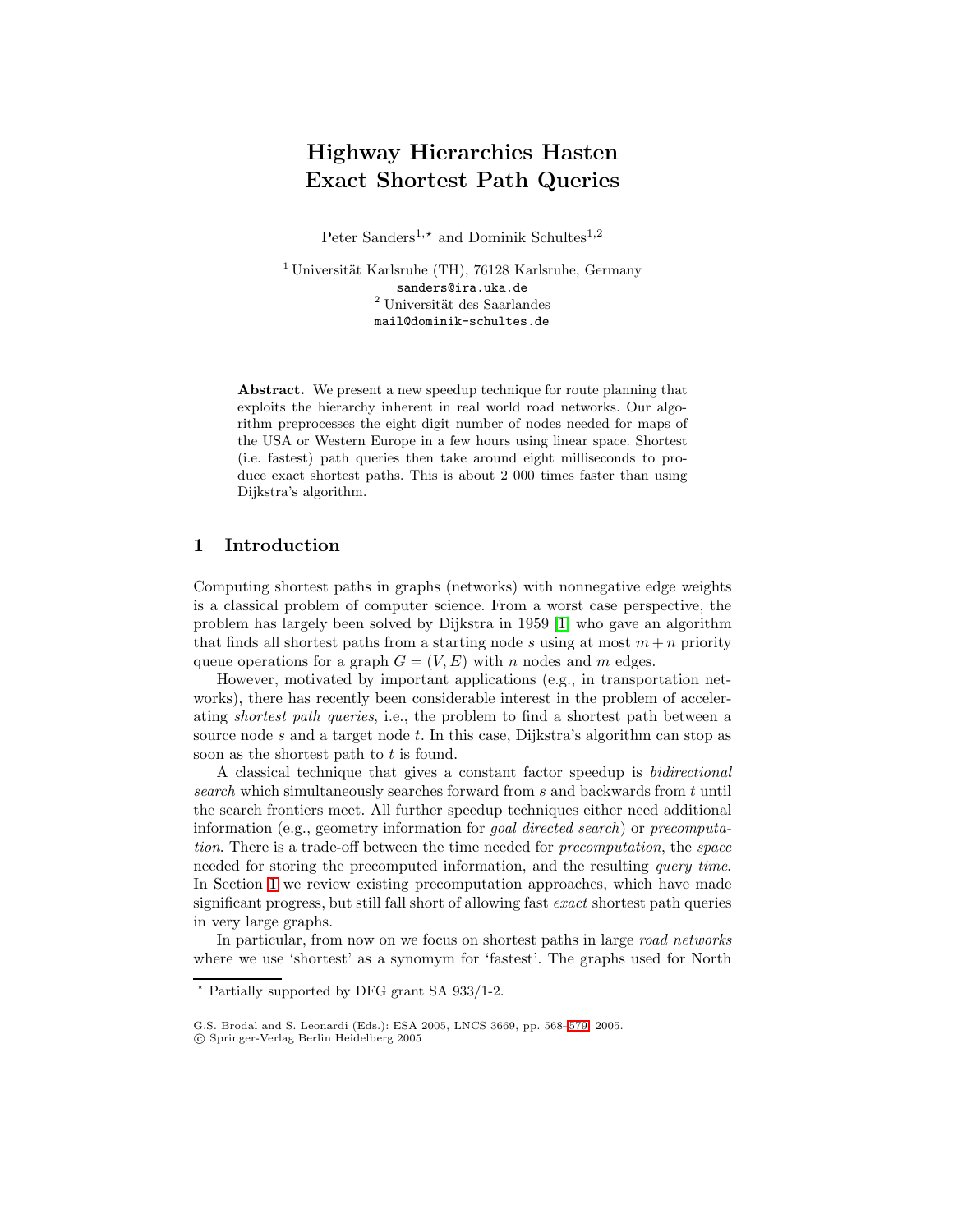# Highway Hierarchies Hasten Exact Shortest Path Queries

Peter Sanders[1,⋆] and Dominik Schultes[1,2]

[1] Universität Karlsruhe (TH), 76128 Karlsruhe, Germany
sanders@ira.uka.de
[2] Universität des Saarlandes
mail@dominik-schultes.de

**Abstract.** We present a new speedup technique for route planning that exploits the hierarchy inherent in real world road networks. Our algorithm preprocesses the eight digit number of nodes needed for maps of the USA or Western Europe in a few hours using linear space. Shortest (i.e. fastest) path queries then take around eight milliseconds to produce exact shortest paths. This is about 2 000 times faster than using Dijkstra's algorithm.

## 1 Introduction

Computing shortest paths in graphs (networks) with nonnegative edge weights is a classical problem of computer science. From a worst case perspective, the problem has largely been solved by Dijkstra in 1959 [1] who gave an algorithm that finds all shortest paths from a starting node $s$ using at most $m + n$ priority queue operations for a graph $G = (V, E)$ with $n$ nodes and $m$ edges.

However, motivated by important applications (e.g., in transportation networks), there has recently been considerable interest in the problem of accelerating *shortest path queries*, i.e., the problem to find a shortest path between a source node $s$ and a target node $t$. In this case, Dijkstra's algorithm can stop as soon as the shortest path to $t$ is found.

A classical technique that gives a constant factor speedup is *bidirectional search* which simultaneously searches forward from $s$ and backwards from $t$ until the search frontiers meet. All further speedup techniques either need additional information (e.g., geometry information for *goal directed search*) or *precomputation*. There is a trade-off between the time needed for *precomputation*, the *space* needed for storing the precomputed information, and the resulting *query time*. In Section 1 we review existing precomputation approaches, which have made significant progress, but still fall short of allowing fast *exact* shortest path queries in very large graphs.

In particular, from now on we focus on shortest paths in large *road networks* where we use 'shortest' as a synomym for 'fastest'. The graphs used for North

⋆ Partially supported by DFG grant SA 933/1-2.

G.S. Brodal and S. Leonardi (Eds.): ESA 2005, LNCS 3669, pp. 568–579, 2005.
© Springer-Verlag Berlin Heidelberg 2005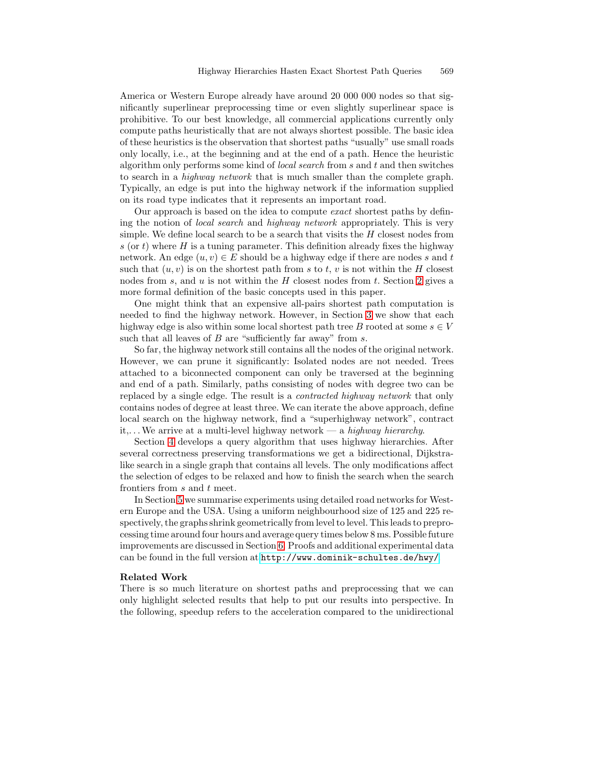America or Western Europe already have around 20 000 000 nodes so that significantly superlinear preprocessing time or even slightly superlinear space is prohibitive. To our best knowledge, all commercial applications currently only compute paths heuristically that are not always shortest possible. The basic idea of these heuristics is the observation that shortest paths "usually" use small roads only locally, i.e., at the beginning and at the end of a path. Hence the heuristic algorithm only performs some kind of *local search* from $s$ and $t$ and then switches to search in a *highway network* that is much smaller than the complete graph. Typically, an edge is put into the highway network if the information supplied on its road type indicates that it represents an important road.

Our approach is based on the idea to compute *exact* shortest paths by defining the notion of *local search* and *highway network* appropriately. This is very simple. We define local search to be a search that visits the $H$ closest nodes from $s$ (or $t$) where $H$ is a tuning parameter. This definition already fixes the highway network. An edge $(u, v) \in E$ should be a highway edge if there are nodes $s$ and $t$ such that $(u, v)$ is on the shortest path from $s$ to $t$, $v$ is not within the $H$ closest nodes from $s$, and $u$ is not within the $H$ closest nodes from $t$. Section 2 gives a more formal definition of the basic concepts used in this paper.

One might think that an expensive all-pairs shortest path computation is needed to find the highway network. However, in Section 3 we show that each highway edge is also within some local shortest path tree $B$ rooted at some $s \in V$ such that all leaves of $B$ are "sufficiently far away" from $s$.

So far, the highway network still contains all the nodes of the original network. However, we can prune it significantly: Isolated nodes are not needed. Trees attached to a biconnected component can only be traversed at the beginning and end of a path. Similarly, paths consisting of nodes with degree two can be replaced by a single edge. The result is a *contracted highway network* that only contains nodes of degree at least three. We can iterate the above approach, define local search on the highway network, find a "superhighway network", contract it,... We arrive at a multi-level highway network — a *highway hierarchy*.

Section 4 develops a query algorithm that uses highway hierarchies. After several correctness preserving transformations we get a bidirectional, Dijkstra-like search in a single graph that contains all levels. The only modifications affect the selection of edges to be relaxed and how to finish the search when the search frontiers from $s$ and $t$ meet.

In Section 5 we summarise experiments using detailed road networks for Western Europe and the USA. Using a uniform neighbourhood size of 125 and 225 respectively, the graphs shrink geometrically from level to level. This leads to preprocessing time around four hours and average query times below 8 ms. Possible future improvements are discussed in Section 6. Proofs and additional experimental data can be found in the full version at http://www.dominik-schultes.de/hwy/.

**Related Work**

There is so much literature on shortest paths and preprocessing that we can only highlight selected results that help to put our results into perspective. In the following, speedup refers to the acceleration compared to the unidirectional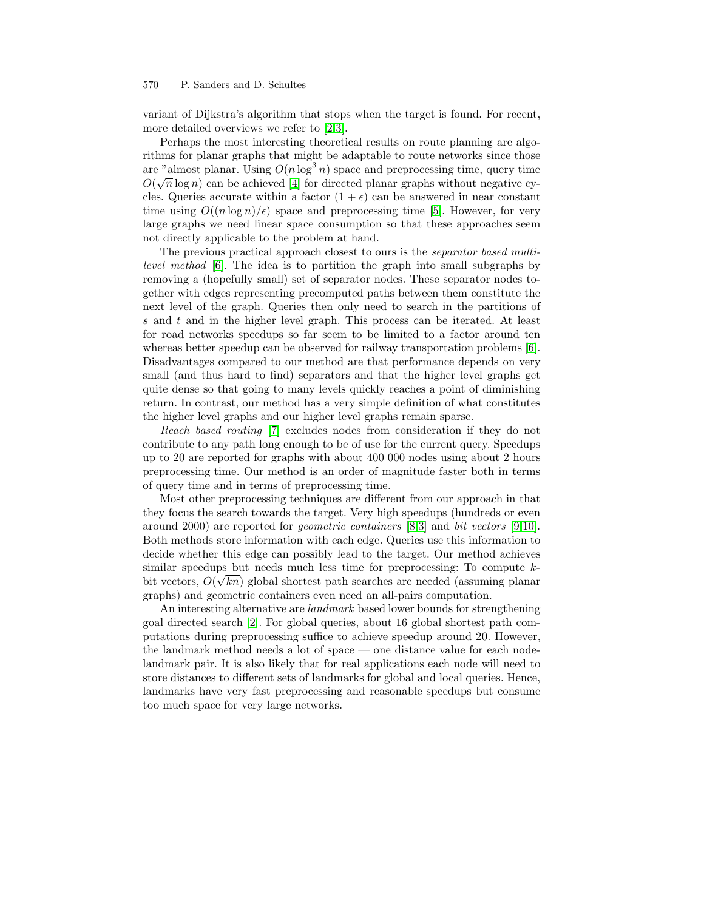variant of Dijkstra's algorithm that stops when the target is found. For recent, more detailed overviews we refer to [2,3].

Perhaps the most interesting theoretical results on route planning are algorithms for planar graphs that might be adaptable to route networks since those are "almost planar. Using $O(n \log^3 n)$ space and preprocessing time, query time $O(\sqrt{n} \log n)$ can be achieved [4] for directed planar graphs without negative cycles. Queries accurate within a factor $(1 + \epsilon)$ can be answered in near constant time using $O((n \log n)/\epsilon)$ space and preprocessing time [5]. However, for very large graphs we need linear space consumption so that these approaches seem not directly applicable to the problem at hand.

The previous practical approach closest to ours is the *separator based multi-level method* [6]. The idea is to partition the graph into small subgraphs by removing a (hopefully small) set of separator nodes. These separator nodes together with edges representing precomputed paths between them constitute the next level of the graph. Queries then only need to search in the partitions of $s$ and $t$ and in the higher level graph. This process can be iterated. At least for road networks speedups so far seem to be limited to a factor around ten whereas better speedup can be observed for railway transportation problems [6]. Disadvantages compared to our method are that performance depends on very small (and thus hard to find) separators and that the higher level graphs get quite dense so that going to many levels quickly reaches a point of diminishing return. In contrast, our method has a very simple definition of what constitutes the higher level graphs and our higher level graphs remain sparse.

*Reach based routing* [7] excludes nodes from consideration if they do not contribute to any path long enough to be of use for the current query. Speedups up to 20 are reported for graphs with about 400 000 nodes using about 2 hours preprocessing time. Our method is an order of magnitude faster both in terms of query time and in terms of preprocessing time.

Most other preprocessing techniques are different from our approach in that they focus the search towards the target. Very high speedups (hundreds or even around 2000) are reported for *geometric containers* [8,3] and *bit vectors* [9,10]. Both methods store information with each edge. Queries use this information to decide whether this edge can possibly lead to the target. Our method achieves similar speedups but needs much less time for preprocessing: To compute $k$-bit vectors, $O(\sqrt{kn})$ global shortest path searches are needed (assuming planar graphs) and geometric containers even need an all-pairs computation.

An interesting alternative are *landmark* based lower bounds for strengthening goal directed search [2]. For global queries, about 16 global shortest path computations during preprocessing suffice to achieve speedup around 20. However, the landmark method needs a lot of space — one distance value for each node-landmark pair. It is also likely that for real applications each node will need to store distances to different sets of landmarks for global and local queries. Hence, landmarks have very fast preprocessing and reasonable speedups but consume too much space for very large networks.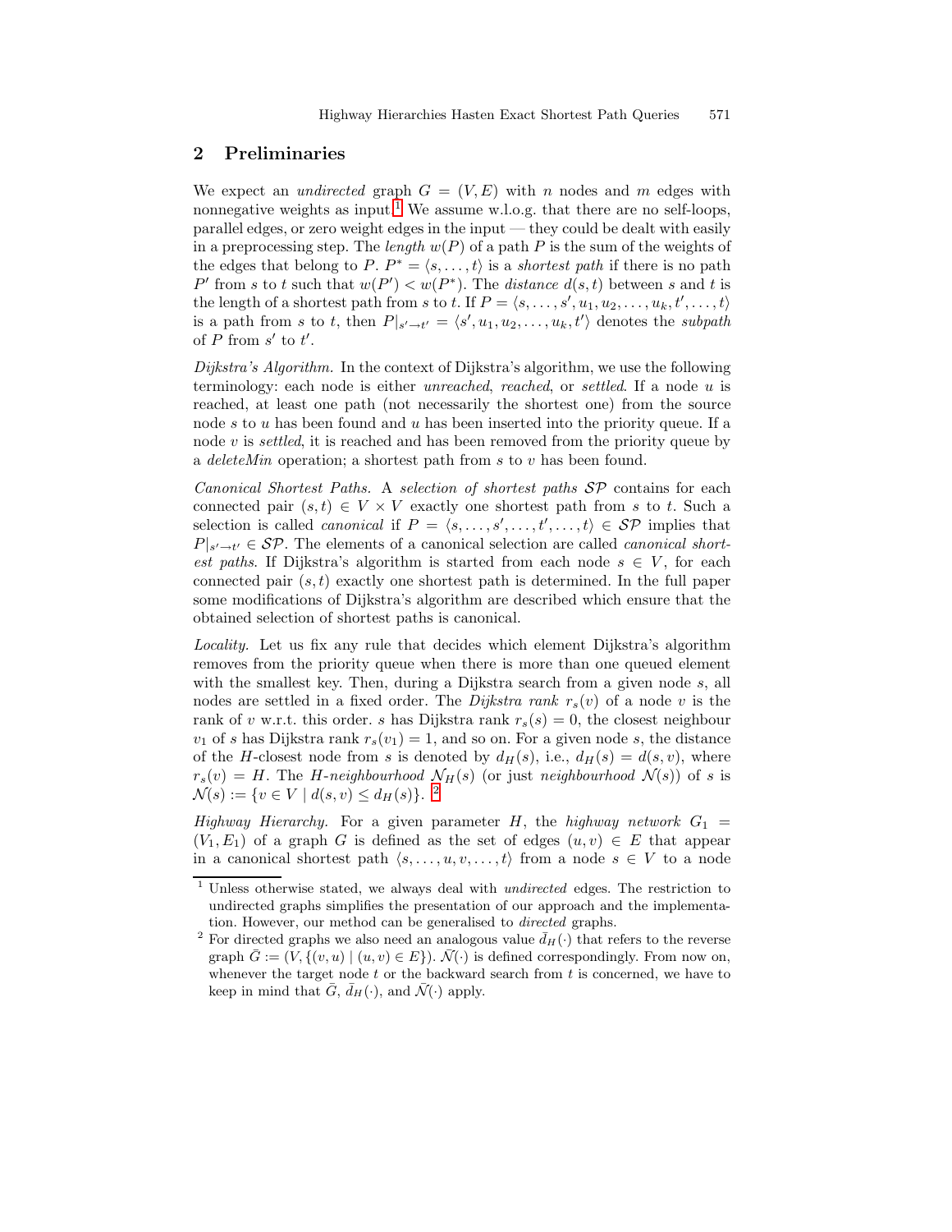## 2 Preliminaries

We expect an *undirected* graph $G = (V, E)$ with $n$ nodes and $m$ edges with nonnegative weights as input.[1] We assume w.l.o.g. that there are no self-loops, parallel edges, or zero weight edges in the input — they could be dealt with easily in a preprocessing step. The *length* $w(P)$ of a path $P$ is the sum of the weights of the edges that belong to $P$. $P^* = \langle s, \ldots, t \rangle$ is a *shortest path* if there is no path $P'$ from $s$ to $t$ such that $w(P') < w(P^*)$. The *distance* $d(s,t)$ between $s$ and $t$ is the length of a shortest path from $s$ to $t$. If $P = \langle s, \ldots, s', u_1, u_2, \ldots, u_k, t', \ldots, t \rangle$ is a path from $s$ to $t$, then $P|_{s' \to t'} = \langle s', u_1, u_2, \ldots, u_k, t' \rangle$ denotes the *subpath* of $P$ from $s'$ to $t'$.

*Dijkstra's Algorithm.* In the context of Dijkstra's algorithm, we use the following terminology: each node is either *unreached*, *reached*, or *settled*. If a node $u$ is reached, at least one path (not necessarily the shortest one) from the source node $s$ to $u$ has been found and $u$ has been inserted into the priority queue. If a node $v$ is *settled*, it is reached and has been removed from the priority queue by a *deleteMin* operation; a shortest path from $s$ to $v$ has been found.

*Canonical Shortest Paths.* A *selection of shortest paths* $\mathcal{SP}$ contains for each connected pair $(s,t) \in V \times V$ exactly one shortest path from $s$ to $t$. Such a selection is called *canonical* if $P = \langle s, \ldots, s', \ldots, t', \ldots, t \rangle \in \mathcal{SP}$ implies that $P|_{s' \to t'} \in \mathcal{SP}$. The elements of a canonical selection are called *canonical shortest paths*. If Dijkstra's algorithm is started from each node $s \in V$, for each connected pair $(s,t)$ exactly one shortest path is determined. In the full paper some modifications of Dijkstra's algorithm are described which ensure that the obtained selection of shortest paths is canonical.

*Locality.* Let us fix any rule that decides which element Dijkstra's algorithm removes from the priority queue when there is more than one queued element with the smallest key. Then, during a Dijkstra search from a given node $s$, all nodes are settled in a fixed order. The *Dijkstra rank* $r_s(v)$ of a node $v$ is the rank of $v$ w.r.t. this order. $s$ has Dijkstra rank $r_s(s) = 0$, the closest neighbour $v_1$ of $s$ has Dijkstra rank $r_s(v_1) = 1$, and so on. For a given node $s$, the distance of the $H$-closest node from $s$ is denoted by $d_H(s)$, i.e., $d_H(s) = d(s,v)$, where $r_s(v) = H$. The *$H$-neighbourhood* $\mathcal{N}_H(s)$ (or just *neighbourhood* $\mathcal{N}(s)$) of $s$ is $\mathcal{N}(s) := \{v \in V \mid d(s,v) \leq d_H(s)\}$.[2]

*Highway Hierarchy.* For a given parameter $H$, the *highway network* $G_1 = (V_1, E_1)$ of a graph $G$ is defined as the set of edges $(u,v) \in E$ that appear in a canonical shortest path $\langle s, \ldots, u, v, \ldots, t \rangle$ from a node $s \in V$ to a node

---

[1] Unless otherwise stated, we always deal with *undirected* edges. The restriction to undirected graphs simplifies the presentation of our approach and the implementation. However, our method can be generalised to *directed* graphs.

[2] For directed graphs we also need an analogous value $\bar{d}_H(\cdot)$ that refers to the reverse graph $\bar{G} := (V, \{(v,u) \mid (u,v) \in E\})$. $\bar{\mathcal{N}}(\cdot)$ is defined correspondingly. From now on, whenever the target node $t$ or the backward search from $t$ is concerned, we have to keep in mind that $\bar{G}$, $\bar{d}_H(\cdot)$, and $\bar{\mathcal{N}}(\cdot)$ apply.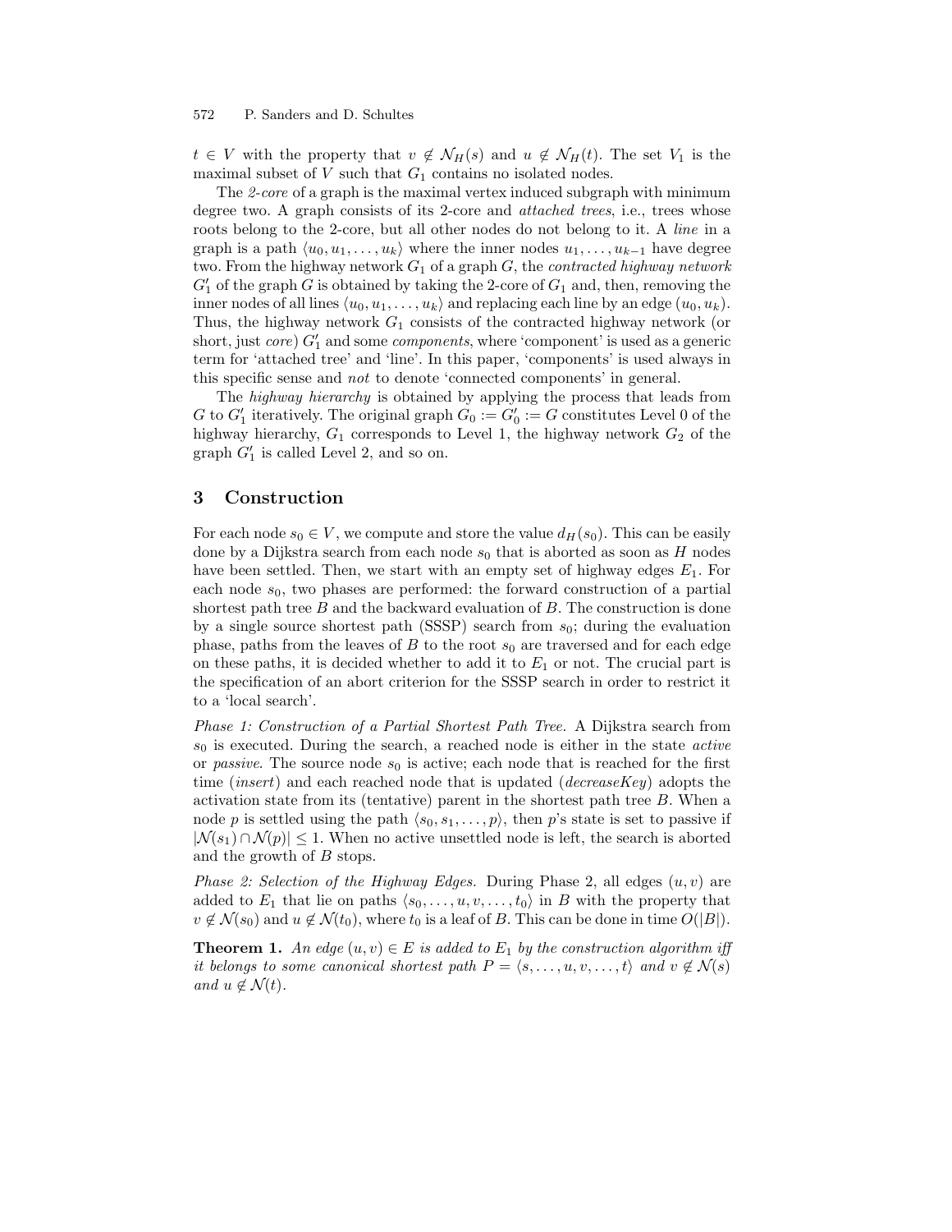$t \in V$ with the property that $v \notin \mathcal{N}_H(s)$ and $u \notin \mathcal{N}_H(t)$. The set $V_1$ is the maximal subset of $V$ such that $G_1$ contains no isolated nodes.

The *2-core* of a graph is the maximal vertex induced subgraph with minimum degree two. A graph consists of its 2-core and *attached trees*, i.e., trees whose roots belong to the 2-core, but all other nodes do not belong to it. A *line* in a graph is a path $\langle u_0, u_1, \ldots, u_k \rangle$ where the inner nodes $u_1, \ldots, u_{k-1}$ have degree two. From the highway network $G_1$ of a graph $G$, the *contracted highway network* $G'_1$ of the graph $G$ is obtained by taking the 2-core of $G_1$ and, then, removing the inner nodes of all lines $\langle u_0, u_1, \ldots, u_k \rangle$ and replacing each line by an edge $(u_0, u_k)$. Thus, the highway network $G_1$ consists of the contracted highway network (or short, just *core*) $G'_1$ and some *components*, where 'component' is used as a generic term for 'attached tree' and 'line'. In this paper, 'components' is used always in this specific sense and *not* to denote 'connected components' in general.

The *highway hierarchy* is obtained by applying the process that leads from $G$ to $G'_1$ iteratively. The original graph $G_0 := G'_0 := G$ constitutes Level 0 of the highway hierarchy, $G_1$ corresponds to Level 1, the highway network $G_2$ of the graph $G'_1$ is called Level 2, and so on.

## 3 Construction

For each node $s_0 \in V$, we compute and store the value $d_H(s_0)$. This can be easily done by a Dijkstra search from each node $s_0$ that is aborted as soon as $H$ nodes have been settled. Then, we start with an empty set of highway edges $E_1$. For each node $s_0$, two phases are performed: the forward construction of a partial shortest path tree $B$ and the backward evaluation of $B$. The construction is done by a single source shortest path (SSSP) search from $s_0$; during the evaluation phase, paths from the leaves of $B$ to the root $s_0$ are traversed and for each edge on these paths, it is decided whether to add it to $E_1$ or not. The crucial part is the specification of an abort criterion for the SSSP search in order to restrict it to a 'local search'.

*Phase 1: Construction of a Partial Shortest Path Tree.* A Dijkstra search from $s_0$ is executed. During the search, a reached node is either in the state *active* or *passive*. The source node $s_0$ is active; each node that is reached for the first time (*insert*) and each reached node that is updated (*decreaseKey*) adopts the activation state from its (tentative) parent in the shortest path tree $B$. When a node $p$ is settled using the path $\langle s_0, s_1, \ldots, p \rangle$, then $p$'s state is set to passive if $|\mathcal{N}(s_1) \cap \mathcal{N}(p)| \leq 1$. When no active unsettled node is left, the search is aborted and the growth of $B$ stops.

*Phase 2: Selection of the Highway Edges.* During Phase 2, all edges $(u, v)$ are added to $E_1$ that lie on paths $\langle s_0, \ldots, u, v, \ldots, t_0 \rangle$ in $B$ with the property that $v \notin \mathcal{N}(s_0)$ and $u \notin \mathcal{N}(t_0)$, where $t_0$ is a leaf of $B$. This can be done in time $O(|B|)$.

**Theorem 1.** *An edge $(u, v) \in E$ is added to $E_1$ by the construction algorithm iff it belongs to some canonical shortest path $P = \langle s, \ldots, u, v, \ldots, t \rangle$ and $v \notin \mathcal{N}(s)$ and $u \notin \mathcal{N}(t)$.*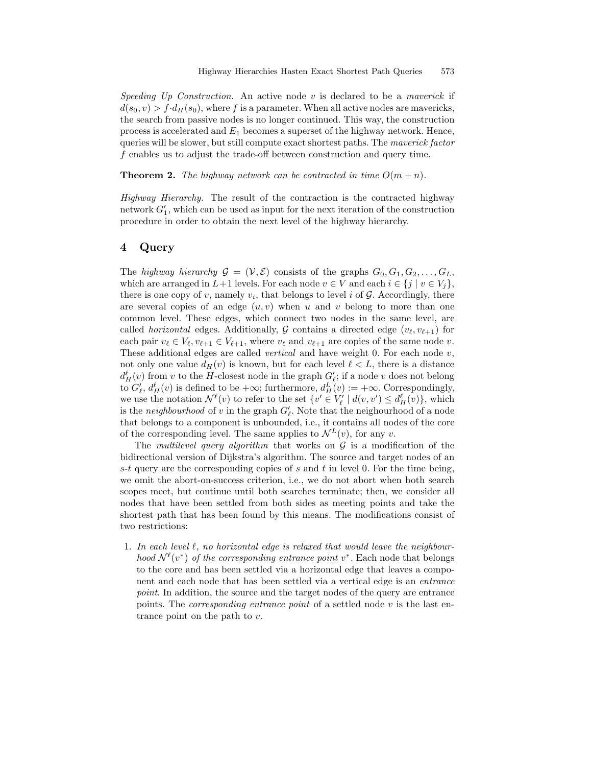*Speeding Up Construction.* An active node $v$ is declared to be a *maverick* if $d(s_0, v) > f \cdot d_H(s_0)$, where $f$ is a parameter. When all active nodes are mavericks, the search from passive nodes is no longer continued. This way, the construction process is accelerated and $E_1$ becomes a superset of the highway network. Hence, queries will be slower, but still compute exact shortest paths. The *maverick factor* $f$ enables us to adjust the trade-off between construction and query time.

**Theorem 2.** *The highway network can be contracted in time $O(m + n)$.*

*Highway Hierarchy.* The result of the contraction is the contracted highway network $G'_1$, which can be used as input for the next iteration of the construction procedure in order to obtain the next level of the highway hierarchy.

## 4 Query

The *highway hierarchy* $\mathcal{G} = (\mathcal{V}, \mathcal{E})$ consists of the graphs $G_0, G_1, G_2, \ldots, G_L$, which are arranged in $L+1$ levels. For each node $v \in V$ and each $i \in \{j \mid v \in V_j\}$, there is one copy of $v$, namely $v_i$, that belongs to level $i$ of $\mathcal{G}$. Accordingly, there are several copies of an edge $(u, v)$ when $u$ and $v$ belong to more than one common level. These edges, which connect two nodes in the same level, are called *horizontal* edges. Additionally, $\mathcal{G}$ contains a directed edge $(v_\ell, v_{\ell+1})$ for each pair $v_\ell \in V_\ell, v_{\ell+1} \in V_{\ell+1}$, where $v_\ell$ and $v_{\ell+1}$ are copies of the same node $v$. These additional edges are called *vertical* and have weight 0. For each node $v$, not only one value $d_H(v)$ is known, but for each level $\ell < L$, there is a distance $d_H^\ell(v)$ from $v$ to the $H$-closest node in the graph $G'_\ell$; if a node $v$ does not belong to $G'_\ell$, $d_H^\ell(v)$ is defined to be $+\infty$; furthermore, $d_H^L(v) := +\infty$. Correspondingly, we use the notation $\mathcal{N}^\ell(v)$ to refer to the set $\{v' \in V'_\ell \mid d(v, v') \le d_H^\ell(v)\}$, which is the *neighbourhood* of $v$ in the graph $G'_\ell$. Note that the neighbourhood of a node that belongs to a component is unbounded, i.e., it contains all nodes of the core of the corresponding level. The same applies to $\mathcal{N}^L(v)$, for any $v$.

The *multilevel query algorithm* that works on $\mathcal{G}$ is a modification of the bidirectional version of Dijkstra's algorithm. The source and target nodes of an $s$-$t$ query are the corresponding copies of $s$ and $t$ in level 0. For the time being, we omit the abort-on-success criterion, i.e., we do not abort when both search scopes meet, but continue until both searches terminate; then, we consider all nodes that have been settled from both sides as meeting points and take the shortest path that has been found by this means. The modifications consist of two restrictions:

1. *In each level $\ell$, no horizontal edge is relaxed that would leave the neighbourhood $\mathcal{N}^\ell(v^*)$ of the corresponding entrance point $v^*$.* Each node that belongs to the core and has been settled via a horizontal edge that leaves a component and each node that has been settled via a vertical edge is an *entrance point*. In addition, the source and the target nodes of the query are entrance points. The *corresponding entrance point* of a settled node $v$ is the last entrance point on the path to $v$.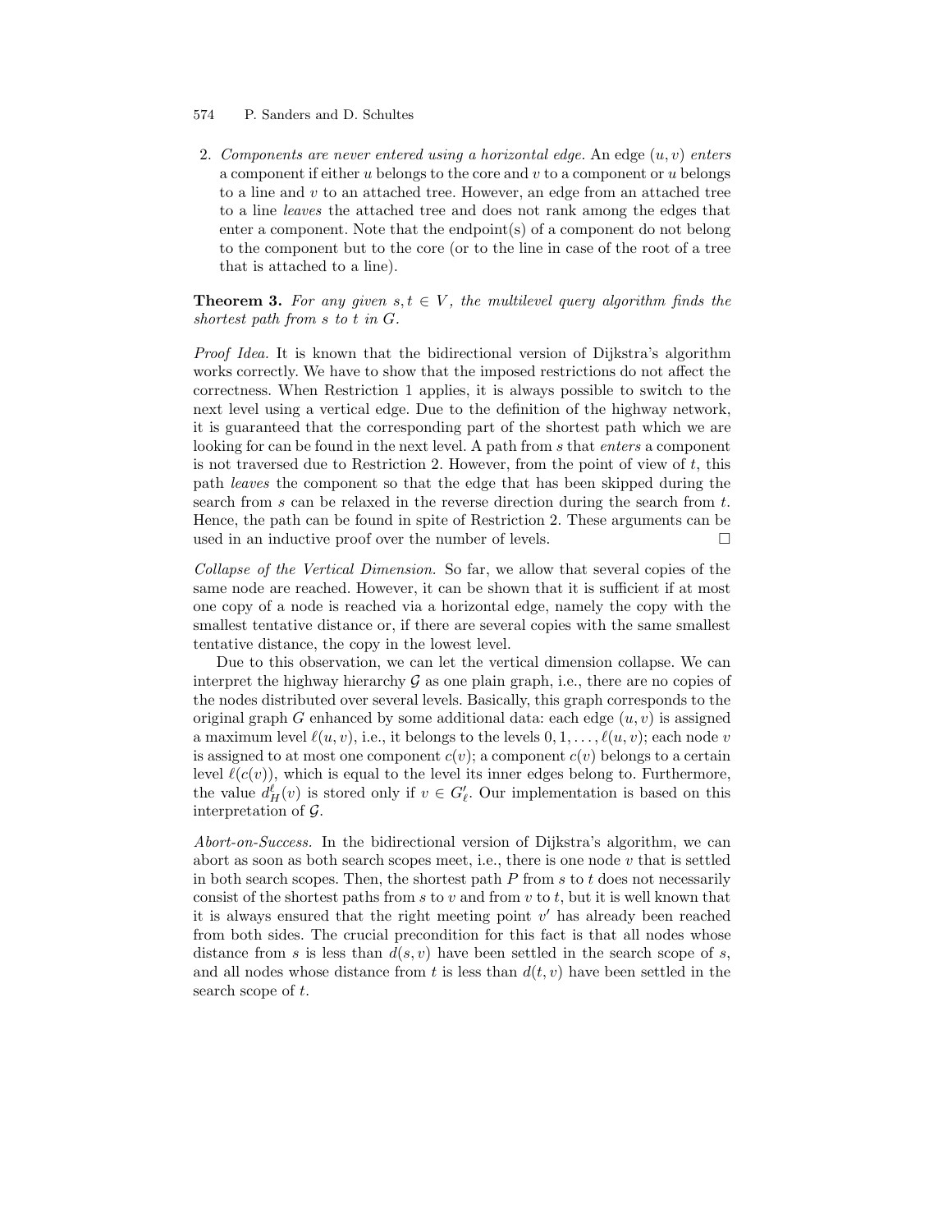2. *Components are never entered using a horizontal edge.* An edge $(u, v)$ *enters* a component if either $u$ belongs to the core and $v$ to a component or $u$ belongs to a line and $v$ to an attached tree. However, an edge from an attached tree to a line *leaves* the attached tree and does not rank among the edges that enter a component. Note that the endpoint(s) of a component do not belong to the component but to the core (or to the line in case of the root of a tree that is attached to a line).

**Theorem 3.** *For any given $s, t \in V$, the multilevel query algorithm finds the shortest path from $s$ to $t$ in $G$.*

*Proof Idea.* It is known that the bidirectional version of Dijkstra's algorithm works correctly. We have to show that the imposed restrictions do not affect the correctness. When Restriction 1 applies, it is always possible to switch to the next level using a vertical edge. Due to the definition of the highway network, it is guaranteed that the corresponding part of the shortest path which we are looking for can be found in the next level. A path from $s$ that *enters* a component is not traversed due to Restriction 2. However, from the point of view of $t$, this path *leaves* the component so that the edge that has been skipped during the search from $s$ can be relaxed in the reverse direction during the search from $t$. Hence, the path can be found in spite of Restriction 2. These arguments can be used in an inductive proof over the number of levels. □

*Collapse of the Vertical Dimension.* So far, we allow that several copies of the same node are reached. However, it can be shown that it is sufficient if at most one copy of a node is reached via a horizontal edge, namely the copy with the smallest tentative distance or, if there are several copies with the same smallest tentative distance, the copy in the lowest level.

Due to this observation, we can let the vertical dimension collapse. We can interpret the highway hierarchy $\mathcal{G}$ as one plain graph, i.e., there are no copies of the nodes distributed over several levels. Basically, this graph corresponds to the original graph $G$ enhanced by some additional data: each edge $(u, v)$ is assigned a maximum level $\ell(u, v)$, i.e., it belongs to the levels $0, 1, \ldots, \ell(u, v)$; each node $v$ is assigned to at most one component $c(v)$; a component $c(v)$ belongs to a certain level $\ell(c(v))$, which is equal to the level its inner edges belong to. Furthermore, the value $d_H^\ell(v)$ is stored only if $v \in G'_\ell$. Our implementation is based on this interpretation of $\mathcal{G}$.

*Abort-on-Success.* In the bidirectional version of Dijkstra's algorithm, we can abort as soon as both search scopes meet, i.e., there is one node $v$ that is settled in both search scopes. Then, the shortest path $P$ from $s$ to $t$ does not necessarily consist of the shortest paths from $s$ to $v$ and from $v$ to $t$, but it is well known that it is always ensured that the right meeting point $v'$ has already been reached from both sides. The crucial precondition for this fact is that all nodes whose distance from $s$ is less than $d(s, v)$ have been settled in the search scope of $s$, and all nodes whose distance from $t$ is less than $d(t, v)$ have been settled in the search scope of $t$.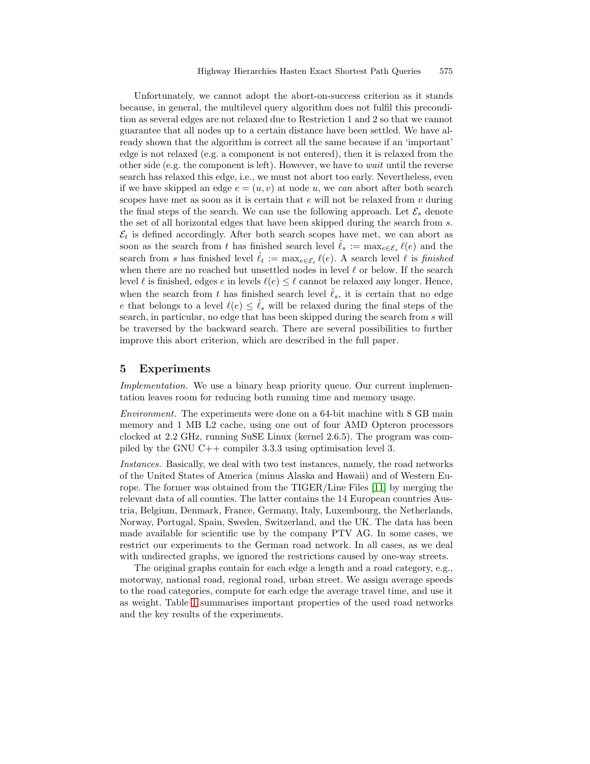Unfortunately, we cannot adopt the abort-on-success criterion as it stands because, in general, the multilevel query algorithm does not fulfil this precondition as several edges are not relaxed due to Restriction 1 and 2 so that we cannot guarantee that all nodes up to a certain distance have been settled. We have already shown that the algorithm is correct all the same because if an 'important' edge is not relaxed (e.g. a component is not entered), then it is relaxed from the other side (e.g. the component is left). However, we have to *wait* until the reverse search has relaxed this edge, i.e., we must not abort too early. Nevertheless, even if we have skipped an edge $e = (u, v)$ at node $u$, we *can* abort after both search scopes have met as soon as it is certain that $e$ will not be relaxed from $v$ during the final steps of the search. We can use the following approach. Let $\mathcal{E}_s$ denote the set of all horizontal edges that have been skipped during the search from $s$. $\mathcal{E}_t$ is defined accordingly. After both search scopes have met, we can abort as soon as the search from $t$ has finished search level $\hat{\ell}_s := \max_{e \in \mathcal{E}_s} \ell(e)$ and the search from $s$ has finished level $\hat{\ell}_t := \max_{e \in \mathcal{E}_t} \ell(e)$. A search level $\ell$ is *finished* when there are no reached but unsettled nodes in level $\ell$ or below. If the search level $\ell$ is finished, edges $e$ in levels $\ell(e) \leq \ell$ cannot be relaxed any longer. Hence, when the search from $t$ has finished search level $\hat{\ell}_s$, it is certain that no edge $e$ that belongs to a level $\ell(e) \leq \hat{\ell}_s$ will be relaxed during the final steps of the search, in particular, no edge that has been skipped during the search from $s$ will be traversed by the backward search. There are several possibilities to further improve this abort criterion, which are described in the full paper.

## 5 Experiments

*Implementation.* We use a binary heap priority queue. Our current implementation leaves room for reducing both running time and memory usage.

*Environment.* The experiments were done on a 64-bit machine with 8 GB main memory and 1 MB L2 cache, using one out of four AMD Opteron processors clocked at 2.2 GHz, running SuSE Linux (kernel 2.6.5). The program was compiled by the GNU C++ compiler 3.3.3 using optimisation level 3.

*Instances.* Basically, we deal with two test instances, namely, the road networks of the United States of America (minus Alaska and Hawaii) and of Western Europe. The former was obtained from the TIGER/Line Files [11] by merging the relevant data of all counties. The latter contains the 14 European countries Austria, Belgium, Denmark, France, Germany, Italy, Luxembourg, the Netherlands, Norway, Portugal, Spain, Sweden, Switzerland, and the UK. The data has been made available for scientific use by the company PTV AG. In some cases, we restrict our experiments to the German road network. In all cases, as we deal with undirected graphs, we ignored the restrictions caused by one-way streets.

The original graphs contain for each edge a length and a road category, e.g., motorway, national road, regional road, urban street. We assign average speeds to the road categories, compute for each edge the average travel time, and use it as weight. Table 1 summarises important properties of the used road networks and the key results of the experiments.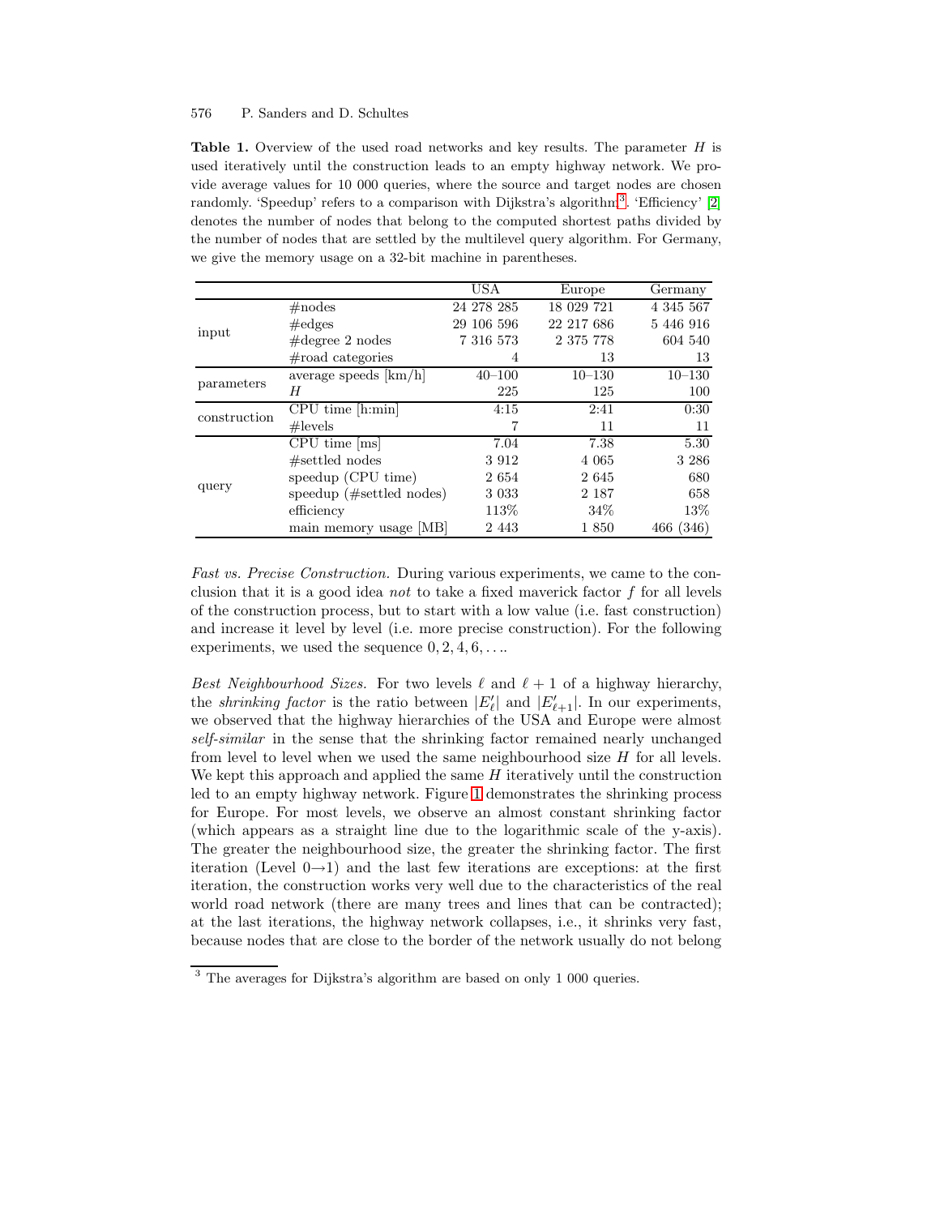**Table 1.** Overview of the used road networks and key results. The parameter $H$ is used iteratively until the construction leads to an empty highway network. We provide average values for 10 000 queries, where the source and target nodes are chosen randomly. 'Speedup' refers to a comparison with Dijkstra's algorithm[3]. 'Efficiency' [2] denotes the number of nodes that belong to the computed shortest paths divided by the number of nodes that are settled by the multilevel query algorithm. For Germany, we give the memory usage on a 32-bit machine in parentheses.

| | | USA | Europe | Germany |
|---|---|---|---|---|
| input | #nodes | 24 278 285 | 18 029 721 | 4 345 567 |
| | #edges | 29 106 596 | 22 217 686 | 5 446 916 |
| | #degree 2 nodes | 7 316 573 | 2 375 778 | 604 540 |
| | #road categories | 4 | 13 | 13 |
| parameters | average speeds [km/h] | 40–100 | 10–130 | 10–130 |
| | $H$ | 225 | 125 | 100 |
| construction | CPU time [h:min] | 4:15 | 2:41 | 0:30 |
| | #levels | 7 | 11 | 11 |
| query | CPU time [ms] | 7.04 | 7.38 | 5.30 |
| | #settled nodes | 3 912 | 4 065 | 3 286 |
| | speedup (CPU time) | 2 654 | 2 645 | 680 |
| | speedup (#settled nodes) | 3 033 | 2 187 | 658 |
| | efficiency | 113% | 34% | 13% |
| | main memory usage [MB] | 2 443 | 1 850 | 466 (346) |

*Fast vs. Precise Construction.* During various experiments, we came to the conclusion that it is a good idea *not* to take a fixed maverick factor $f$ for all levels of the construction process, but to start with a low value (i.e. fast construction) and increase it level by level (i.e. more precise construction). For the following experiments, we used the sequence $0, 2, 4, 6, \ldots$.

*Best Neighbourhood Sizes.* For two levels $\ell$ and $\ell + 1$ of a highway hierarchy, the *shrinking factor* is the ratio between $|E'_\ell|$ and $|E'_{\ell+1}|$. In our experiments, we observed that the highway hierarchies of the USA and Europe were almost *self-similar* in the sense that the shrinking factor remained nearly unchanged from level to level when we used the same neighbourhood size $H$ for all levels. We kept this approach and applied the same $H$ iteratively until the construction led to an empty highway network. Figure 1 demonstrates the shrinking process for Europe. For most levels, we observe an almost constant shrinking factor (which appears as a straight line due to the logarithmic scale of the y-axis). The greater the neighbourhood size, the greater the shrinking factor. The first iteration (Level $0 \rightarrow 1$) and the last few iterations are exceptions: at the first iteration, the construction works very well due to the characteristics of the real world road network (there are many trees and lines that can be contracted); at the last iterations, the highway network collapses, i.e., it shrinks very fast, because nodes that are close to the border of the network usually do not belong

[3] The averages for Dijkstra's algorithm are based on only 1 000 queries.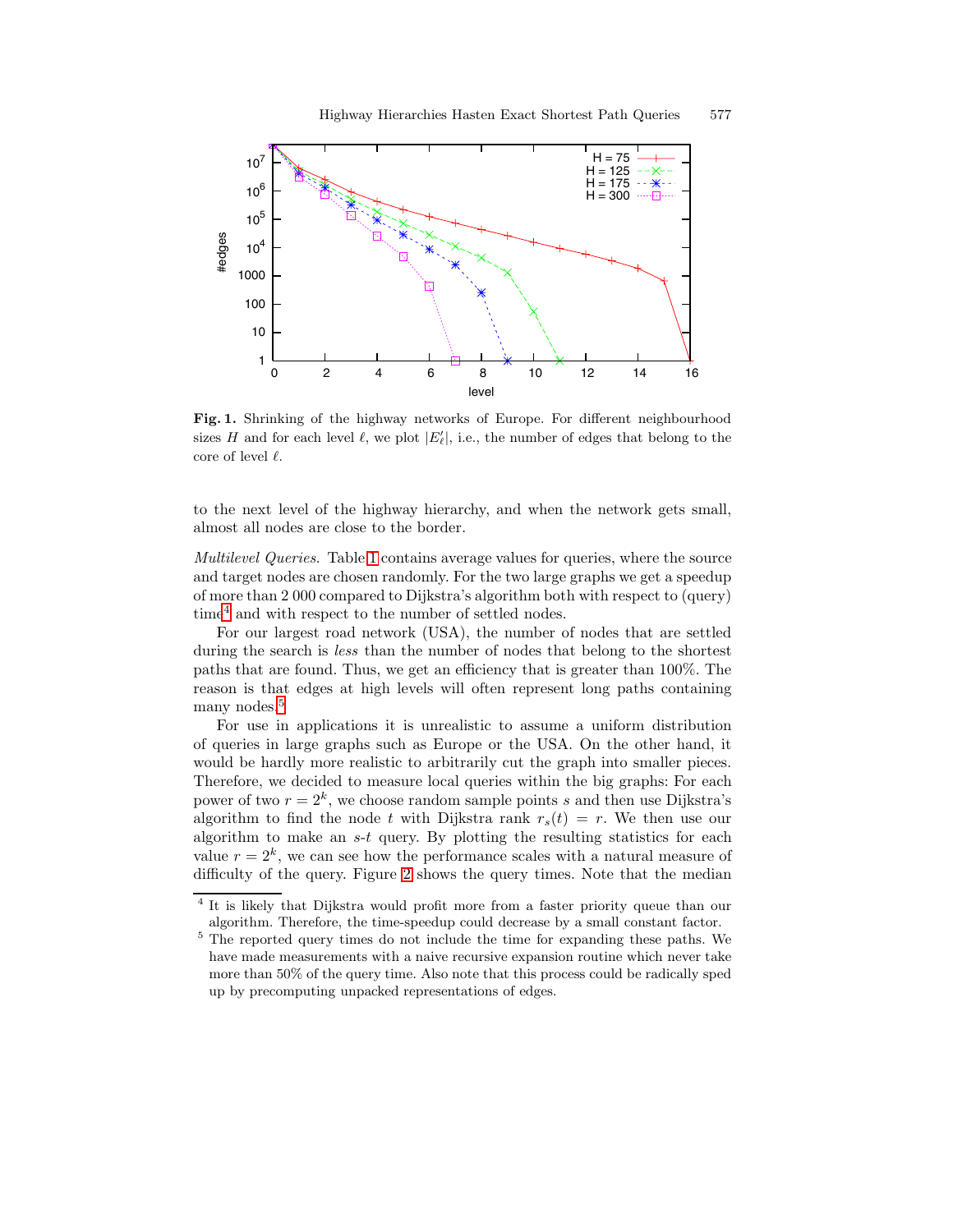**Fig. 1.** Shrinking of the highway networks of Europe. For different neighbourhood sizes $H$ and for each level $\ell$, we plot $|E'_\ell|$, i.e., the number of edges that belong to the core of level $\ell$.

to the next level of the highway hierarchy, and when the network gets small, almost all nodes are close to the border.

*Multilevel Queries.* Table 1 contains average values for queries, where the source and target nodes are chosen randomly. For the two large graphs we get a speedup of more than 2 000 compared to Dijkstra's algorithm both with respect to (query) time[4] and with respect to the number of settled nodes.

For our largest road network (USA), the number of nodes that are settled during the search is *less* than the number of nodes that belong to the shortest paths that are found. Thus, we get an efficiency that is greater than 100%. The reason is that edges at high levels will often represent long paths containing many nodes.[5]

For use in applications it is unrealistic to assume a uniform distribution of queries in large graphs such as Europe or the USA. On the other hand, it would be hardly more realistic to arbitrarily cut the graph into smaller pieces. Therefore, we decided to measure local queries within the big graphs: For each power of two $r = 2^k$, we choose random sample points $s$ and then use Dijkstra's algorithm to find the node $t$ with Dijkstra rank $r_s(t) = r$. We then use our algorithm to make an $s$-$t$ query. By plotting the resulting statistics for each value $r = 2^k$, we can see how the performance scales with a natural measure of difficulty of the query. Figure 2 shows the query times. Note that the median

[4] It is likely that Dijkstra would profit more from a faster priority queue than our algorithm. Therefore, the time-speedup could decrease by a small constant factor.

[5] The reported query times do not include the time for expanding these paths. We have made measurements with a naive recursive expansion routine which never take more than 50% of the query time. Also note that this process could be radically sped up by precomputing unpacked representations of edges.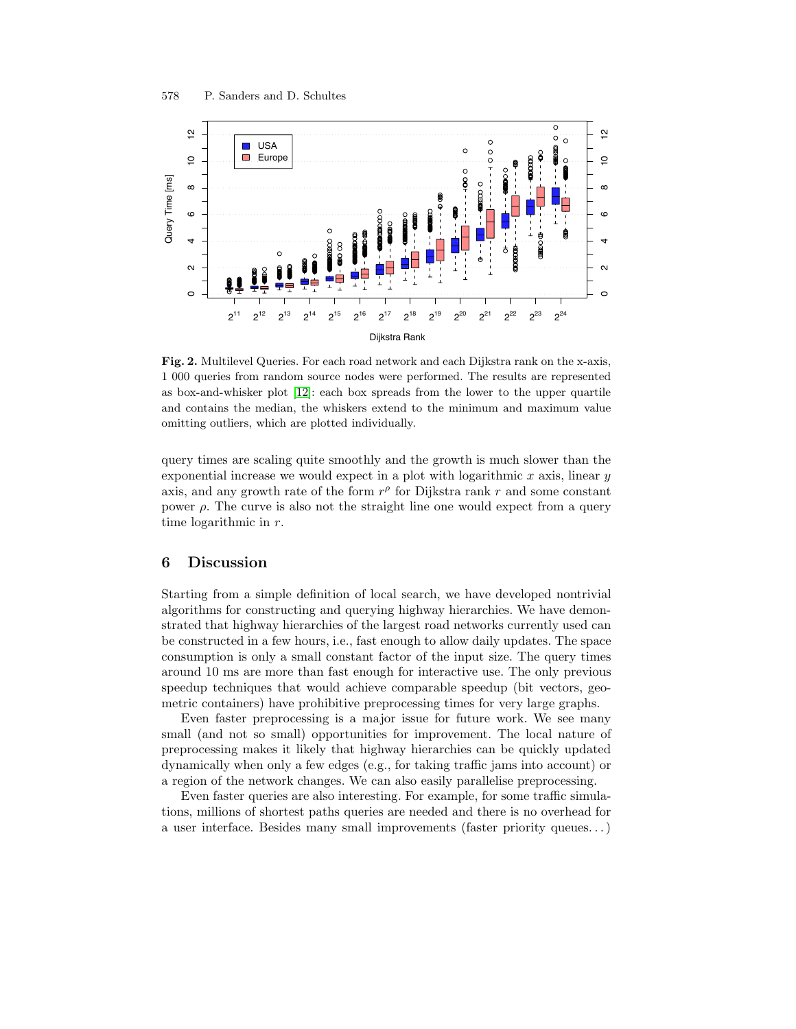**Fig. 2.** Multilevel Queries. For each road network and each Dijkstra rank on the x-axis, 1 000 queries from random source nodes were performed. The results are represented as box-and-whisker plot [12]: each box spreads from the lower to the upper quartile and contains the median, the whiskers extend to the minimum and maximum value omitting outliers, which are plotted individually.

query times are scaling quite smoothly and the growth is much slower than the exponential increase we would expect in a plot with logarithmic $x$ axis, linear $y$ axis, and any growth rate of the form $r^{\rho}$ for Dijkstra rank $r$ and some constant power $\rho$. The curve is also not the straight line one would expect from a query time logarithmic in $r$.

## 6 Discussion

Starting from a simple definition of local search, we have developed nontrivial algorithms for constructing and querying highway hierarchies. We have demonstrated that highway hierarchies of the largest road networks currently used can be constructed in a few hours, i.e., fast enough to allow daily updates. The space consumption is only a small constant factor of the input size. The query times around 10 ms are more than fast enough for interactive use. The only previous speedup techniques that would achieve comparable speedup (bit vectors, geometric containers) have prohibitive preprocessing times for very large graphs.

Even faster preprocessing is a major issue for future work. We see many small (and not so small) opportunities for improvement. The local nature of preprocessing makes it likely that highway hierarchies can be quickly updated dynamically when only a few edges (e.g., for taking traffic jams into account) or a region of the network changes. We can also easily parallelise preprocessing.

Even faster queries are also interesting. For example, for some traffic simulations, millions of shortest paths queries are needed and there is no overhead for a user interface. Besides many small improvements (faster priority queues...)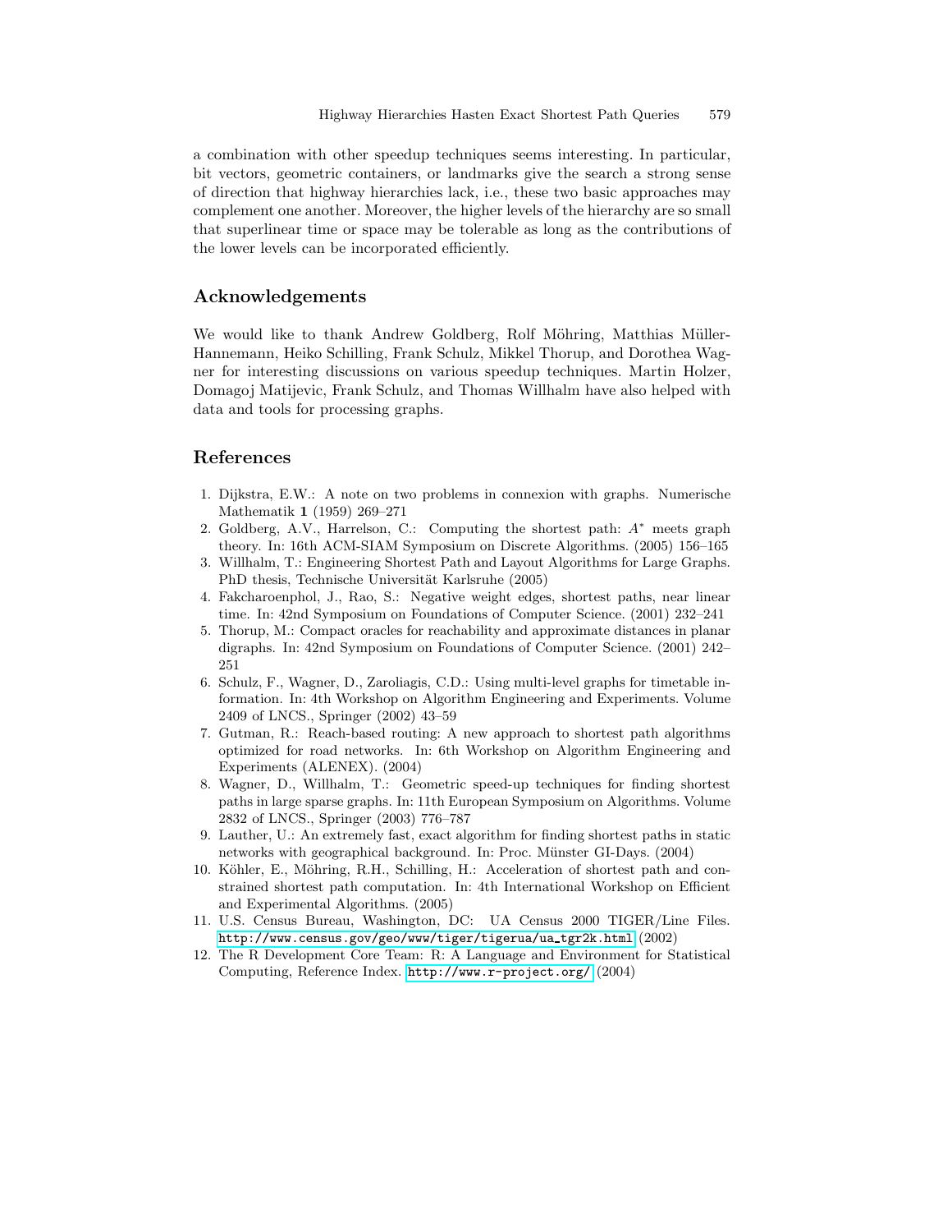a combination with other speedup techniques seems interesting. In particular, bit vectors, geometric containers, or landmarks give the search a strong sense of direction that highway hierarchies lack, i.e., these two basic approaches may complement one another. Moreover, the higher levels of the hierarchy are so small that superlinear time or space may be tolerable as long as the contributions of the lower levels can be incorporated efficiently.

## Acknowledgements

We would like to thank Andrew Goldberg, Rolf Möhring, Matthias Müller-Hannemann, Heiko Schilling, Frank Schulz, Mikkel Thorup, and Dorothea Wagner for interesting discussions on various speedup techniques. Martin Holzer, Domagoj Matijevic, Frank Schulz, and Thomas Willhalm have also helped with data and tools for processing graphs.

## References

1. Dijkstra, E.W.: A note on two problems in connexion with graphs. Numerische Mathematik **1** (1959) 269–271
2. Goldberg, A.V., Harrelson, C.: Computing the shortest path: $A^*$ meets graph theory. In: 16th ACM-SIAM Symposium on Discrete Algorithms. (2005) 156–165
3. Willhalm, T.: Engineering Shortest Path and Layout Algorithms for Large Graphs. PhD thesis, Technische Universität Karlsruhe (2005)
4. Fakcharoenphol, J., Rao, S.: Negative weight edges, shortest paths, near linear time. In: 42nd Symposium on Foundations of Computer Science. (2001) 232–241
5. Thorup, M.: Compact oracles for reachability and approximate distances in planar digraphs. In: 42nd Symposium on Foundations of Computer Science. (2001) 242–251
6. Schulz, F., Wagner, D., Zaroliagis, C.D.: Using multi-level graphs for timetable information. In: 4th Workshop on Algorithm Engineering and Experiments. Volume 2409 of LNCS., Springer (2002) 43–59
7. Gutman, R.: Reach-based routing: A new approach to shortest path algorithms optimized for road networks. In: 6th Workshop on Algorithm Engineering and Experiments (ALENEX). (2004)
8. Wagner, D., Willhalm, T.: Geometric speed-up techniques for finding shortest paths in large sparse graphs. In: 11th European Symposium on Algorithms. Volume 2832 of LNCS., Springer (2003) 776–787
9. Lauther, U.: An extremely fast, exact algorithm for finding shortest paths in static networks with geographical background. In: Proc. Münster GI-Days. (2004)
10. Köhler, E., Möhring, R.H., Schilling, H.: Acceleration of shortest path and constrained shortest path computation. In: 4th International Workshop on Efficient and Experimental Algorithms. (2005)
11. U.S. Census Bureau, Washington, DC: UA Census 2000 TIGER/Line Files. http://www.census.gov/geo/www/tiger/tigerua/ua_tgr2k.html (2002)
12. The R Development Core Team: R: A Language and Environment for Statistical Computing, Reference Index. http://www.r-project.org/ (2004)